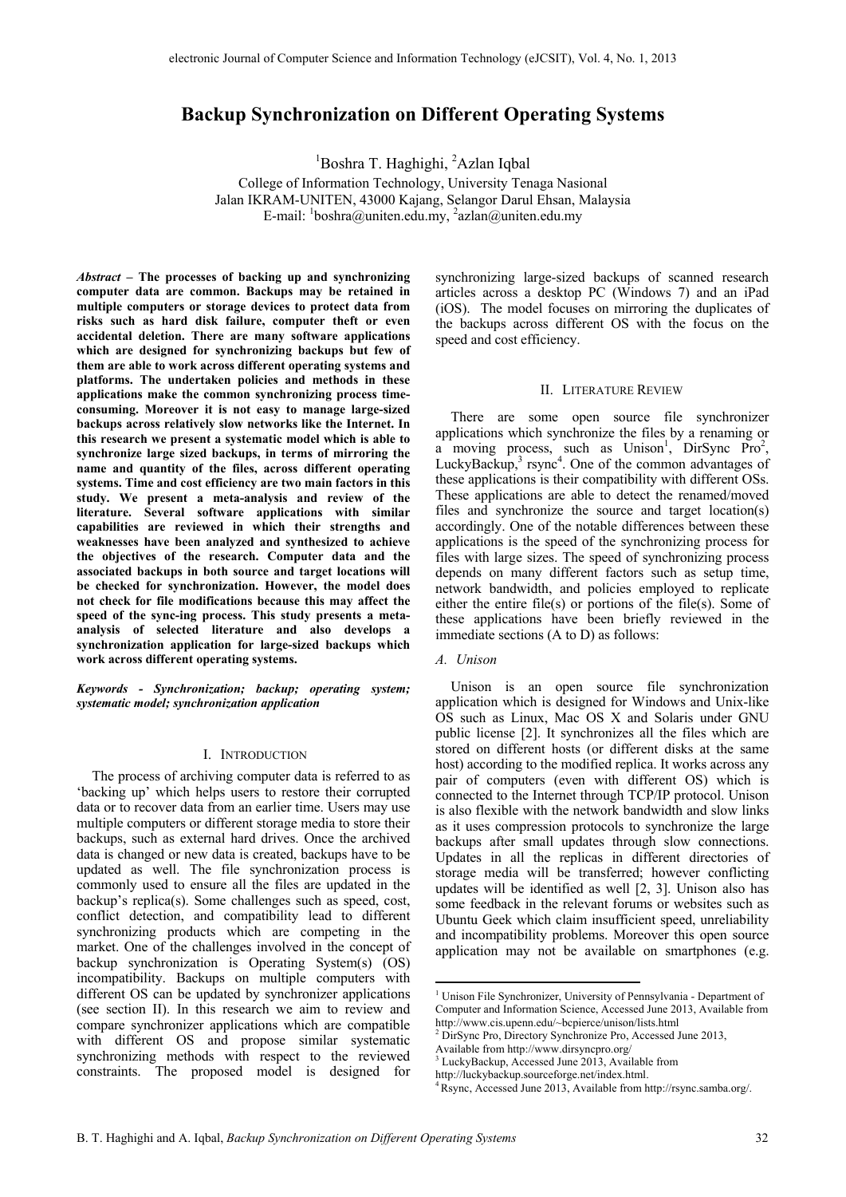# Backup Synchronization on Different Operating Systems

[1]Boshra T. Haghighi, [2]Azlan Iqbal

College of Information Technology, University Tenaga Nasional
Jalan IKRAM-UNITEN, 43000 Kajang, Selangor Darul Ehsan, Malaysia
E-mail: [1]boshra@uniten.edu.my, [2]azlan@uniten.edu.my

***Abstract* – The processes of backing up and synchronizing computer data are common. Backups may be retained in multiple computers or storage devices to protect data from risks such as hard disk failure, computer theft or even accidental deletion. There are many software applications which are designed for synchronizing backups but few of them are able to work across different operating systems and platforms. The undertaken policies and methods in these applications make the common synchronizing process time-consuming. Moreover it is not easy to manage large-sized backups across relatively slow networks like the Internet. In this research we present a systematic model which is able to synchronize large sized backups, in terms of mirroring the name and quantity of the files, across different operating systems. Time and cost efficiency are two main factors in this study. We present a meta-analysis and review of the literature. Several software applications with similar capabilities are reviewed in which their strengths and weaknesses have been analyzed and synthesized to achieve the objectives of the research. Computer data and the associated backups in both source and target locations will be checked for synchronization. However, the model does not check for file modifications because this may affect the speed of the sync-ing process. This study presents a meta-analysis of selected literature and also develops a synchronization application for large-sized backups which work across different operating systems.**

***Keywords - Synchronization; backup; operating system; systematic model; synchronization application***

## I. Introduction

The process of archiving computer data is referred to as 'backing up' which helps users to restore their corrupted data or to recover data from an earlier time. Users may use multiple computers or different storage media to store their backups, such as external hard drives. Once the archived data is changed or new data is created, backups have to be updated as well. The file synchronization process is commonly used to ensure all the files are updated in the backup's replica(s). Some challenges such as speed, cost, conflict detection, and compatibility lead to different synchronizing products which are competing in the market. One of the challenges involved in the concept of backup synchronization is Operating System(s) (OS) incompatibility. Backups on multiple computers with different OS can be updated by synchronizer applications (see section II). In this research we aim to review and compare synchronizer applications which are compatible with different OS and propose similar systematic synchronizing methods with respect to the reviewed constraints. The proposed model is designed for synchronizing large-sized backups of scanned research articles across a desktop PC (Windows 7) and an iPad (iOS). The model focuses on mirroring the duplicates of the backups across different OS with the focus on the speed and cost efficiency.

## II. Literature Review

There are some open source file synchronizer applications which synchronize the files by a renaming or a moving process, such as Unison[1], DirSync Pro[2], LuckyBackup,[3] rsync[4]. One of the common advantages of these applications is their compatibility with different OSs. These applications are able to detect the renamed/moved files and synchronize the source and target location(s) accordingly. One of the notable differences between these applications is the speed of the synchronizing process for files with large sizes. The speed of synchronizing process depends on many different factors such as setup time, network bandwidth, and policies employed to replicate either the entire file(s) or portions of the file(s). Some of these applications have been briefly reviewed in the immediate sections (A to D) as follows:

### *A. Unison*

Unison is an open source file synchronization application which is designed for Windows and Unix-like OS such as Linux, Mac OS X and Solaris under GNU public license [2]. It synchronizes all the files which are stored on different hosts (or different disks at the same host) according to the modified replica. It works across any pair of computers (even with different OS) which is connected to the Internet through TCP/IP protocol. Unison is also flexible with the network bandwidth and slow links as it uses compression protocols to synchronize the large backups after small updates through slow connections. Updates in all the replicas in different directories of storage media will be transferred; however conflicting updates will be identified as well [2, 3]. Unison also has some feedback in the relevant forums or websites such as Ubuntu Geek which claim insufficient speed, unreliability and incompatibility problems. Moreover this open source application may not be available on smartphones (e.g.

---

[1] Unison File Synchronizer, University of Pennsylvania - Department of Computer and Information Science, Accessed June 2013, Available from http://www.cis.upenn.edu/~bcpierce/unison/lists.html

[2] DirSync Pro, Directory Synchronize Pro, Accessed June 2013, Available from http://www.dirsyncpro.org/

[3] LuckyBackup, Accessed June 2013, Available from http://luckybackup.sourceforge.net/index.html.

[4] Rsync, Accessed June 2013, Available from http://rsync.samba.org/.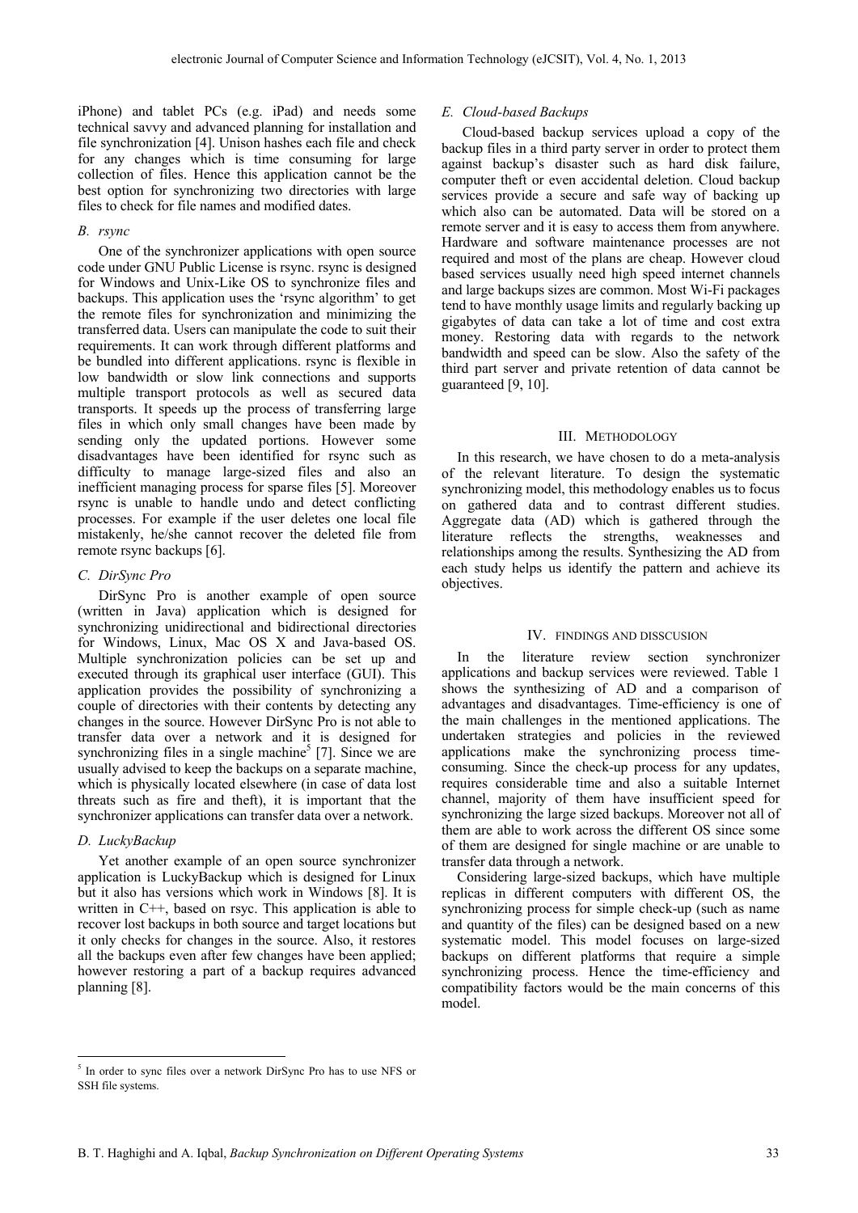iPhone) and tablet PCs (e.g. iPad) and needs some technical savvy and advanced planning for installation and file synchronization [4]. Unison hashes each file and check for any changes which is time consuming for large collection of files. Hence this application cannot be the best option for synchronizing two directories with large files to check for file names and modified dates.

### *B. rsync*

One of the synchronizer applications with open source code under GNU Public License is rsync. rsync is designed for Windows and Unix-Like OS to synchronize files and backups. This application uses the 'rsync algorithm' to get the remote files for synchronization and minimizing the transferred data. Users can manipulate the code to suit their requirements. It can work through different platforms and be bundled into different applications. rsync is flexible in low bandwidth or slow link connections and supports multiple transport protocols as well as secured data transports. It speeds up the process of transferring large files in which only small changes have been made by sending only the updated portions. However some disadvantages have been identified for rsync such as difficulty to manage large-sized files and also an inefficient managing process for sparse files [5]. Moreover rsync is unable to handle undo and detect conflicting processes. For example if the user deletes one local file mistakenly, he/she cannot recover the deleted file from remote rsync backups [6].

### *C. DirSync Pro*

DirSync Pro is another example of open source (written in Java) application which is designed for synchronizing unidirectional and bidirectional directories for Windows, Linux, Mac OS X and Java-based OS. Multiple synchronization policies can be set up and executed through its graphical user interface (GUI). This application provides the possibility of synchronizing a couple of directories with their contents by detecting any changes in the source. However DirSync Pro is not able to transfer data over a network and it is designed for synchronizing files in a single machine[5] [7]. Since we are usually advised to keep the backups on a separate machine, which is physically located elsewhere (in case of data lost threats such as fire and theft), it is important that the synchronizer applications can transfer data over a network.

### *D. LuckyBackup*

Yet another example of an open source synchronizer application is LuckyBackup which is designed for Linux but it also has versions which work in Windows [8]. It is written in C++, based on rsyc. This application is able to recover lost backups in both source and target locations but it only checks for changes in the source. Also, it restores all the backups even after few changes have been applied; however restoring a part of a backup requires advanced planning [8].

### *E. Cloud-based Backups*

Cloud-based backup services upload a copy of the backup files in a third party server in order to protect them against backup's disaster such as hard disk failure, computer theft or even accidental deletion. Cloud backup services provide a secure and safe way of backing up which also can be automated. Data will be stored on a remote server and it is easy to access them from anywhere. Hardware and software maintenance processes are not required and most of the plans are cheap. However cloud based services usually need high speed internet channels and large backups sizes are common. Most Wi-Fi packages tend to have monthly usage limits and regularly backing up gigabytes of data can take a lot of time and cost extra money. Restoring data with regards to the network bandwidth and speed can be slow. Also the safety of the third part server and private retention of data cannot be guaranteed [9, 10].

## III. Methodology

In this research, we have chosen to do a meta-analysis of the relevant literature. To design the systematic synchronizing model, this methodology enables us to focus on gathered data and to contrast different studies. Aggregate data (AD) which is gathered through the literature reflects the strengths, weaknesses and relationships among the results. Synthesizing the AD from each study helps us identify the pattern and achieve its objectives.

## IV. Findings and Disscusion

In the literature review section synchronizer applications and backup services were reviewed. Table 1 shows the synthesizing of AD and a comparison of advantages and disadvantages. Time-efficiency is one of the main challenges in the mentioned applications. The undertaken strategies and policies in the reviewed applications make the synchronizing process time-consuming. Since the check-up process for any updates, requires considerable time and also a suitable Internet channel, majority of them have insufficient speed for synchronizing the large sized backups. Moreover not all of them are able to work across the different OS since some of them are designed for single machine or are unable to transfer data through a network.

Considering large-sized backups, which have multiple replicas in different computers with different OS, the synchronizing process for simple check-up (such as name and quantity of the files) can be designed based on a new systematic model. This model focuses on large-sized backups on different platforms that require a simple synchronizing process. Hence the time-efficiency and compatibility factors would be the main concerns of this model.

---

[5] In order to sync files over a network DirSync Pro has to use NFS or SSH file systems.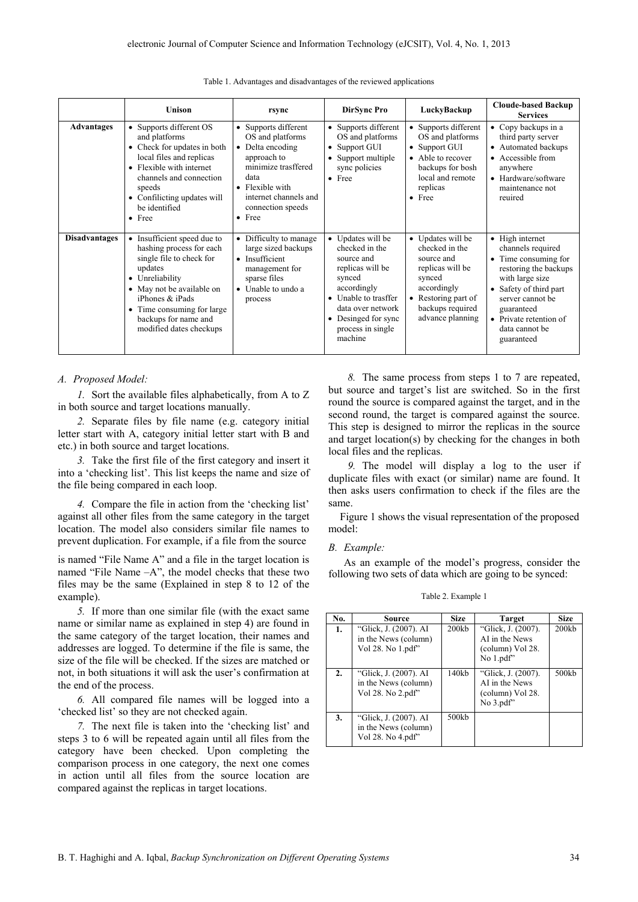Table 1. Advantages and disadvantages of the reviewed applications

| | Unison | rsync | DirSync Pro | LuckyBackup | Cloude-based Backup Services |
|---|---|---|---|---|---|
| **Advantages** | • Supports different OS and platforms<br>• Check for updates in both local files and replicas<br>• Flexible with internet channels and connection speeds<br>• Confilicting updates will be identified<br>• Free | • Supports different OS and platforms<br>• Delta encoding approach to minimize trasffered data<br>• Flexible with internet channels and connection speeds<br>• Free | • Supports different OS and platforms<br>• Support GUI<br>• Support multiple sync policies<br>• Free | • Supports different OS and platforms<br>• Support GUI<br>• Able to recover backups for bosh local and remote replicas<br>• Free | • Copy backups in a third party server<br>• Automated backups<br>• Accessible from anywhere<br>• Hardware/software maintenance not reuired |
| **Disadvantages** | • Insufficient speed due to hashing process for each single file to check for updates<br>• Unreliability<br>• May not be available on iPhones & iPads<br>• Time consuming for large backups for name and modified dates checkups | • Difficulty to manage large sized backups<br>• Insufficient management for sparse files<br>• Unable to undo a process | • Updates will be checked in the source and replicas will be synced accordingly<br>• Unable to trasffer data over network<br>• Desinged for sync process in single machine | • Updates will be checked in the source and replicas will be synced accordingly<br>• Restoring part of backups required advance planning | • High internet channels required<br>• Time consuming for restoring the backups with large size<br>• Safety of third part server cannot be guaranteed<br>• Private retention of data cannot be guaranteed |

### *A. Proposed Model:*

*1.* Sort the available files alphabetically, from A to Z in both source and target locations manually.

*2.* Separate files by file name (e.g. category initial letter start with A, category initial letter start with B and etc.) in both source and target locations.

*3.* Take the first file of the first category and insert it into a 'checking list'. This list keeps the name and size of the file being compared in each loop.

*4.* Compare the file in action from the 'checking list' against all other files from the same category in the target location. The model also considers similar file names to prevent duplication. For example, if a file from the source is named "File Name A" and a file in the target location is named "File Name –A", the model checks that these two files may be the same (Explained in step 8 to 12 of the example).

*5.* If more than one similar file (with the exact same name or similar name as explained in step 4) are found in the same category of the target location, their names and addresses are logged. To determine if the file is same, the size of the file will be checked. If the sizes are matched or not, in both situations it will ask the user's confirmation at the end of the process.

*6.* All compared file names will be logged into a 'checked list' so they are not checked again.

*7.* The next file is taken into the 'checking list' and steps 3 to 6 will be repeated again until all files from the category have been checked. Upon completing the comparison process in one category, the next one comes in action until all files from the source location are compared against the replicas in target locations.

*8.* The same process from steps 1 to 7 are repeated, but source and target's list are switched. So in the first round the source is compared against the target, and in the second round, the target is compared against the source. This step is designed to mirror the replicas in the source and target location(s) by checking for the changes in both local files and the replicas.

*9.* The model will display a log to the user if duplicate files with exact (or similar) name are found. It then asks users confirmation to check if the files are the same.

Figure 1 shows the visual representation of the proposed model:

### *B. Example:*

As an example of the model's progress, consider the following two sets of data which are going to be synced:

Table 2. Example 1

| No. | Source | Size | Target | Size |
|---|---|---|---|---|
| **1.** | "Glick, J. (2007). AI in the News (column) Vol 28. No 1.pdf" | 200kb | "Glick, J. (2007). AI in the News (column) Vol 28. No 1.pdf" | 200kb |
| **2.** | "Glick, J. (2007). AI in the News (column) Vol 28. No 2.pdf" | 140kb | "Glick, J. (2007). AI in the News (column) Vol 28. No 3.pdf" | 500kb |
| **3.** | "Glick, J. (2007). AI in the News (column) Vol 28. No 4.pdf" | 500kb | | |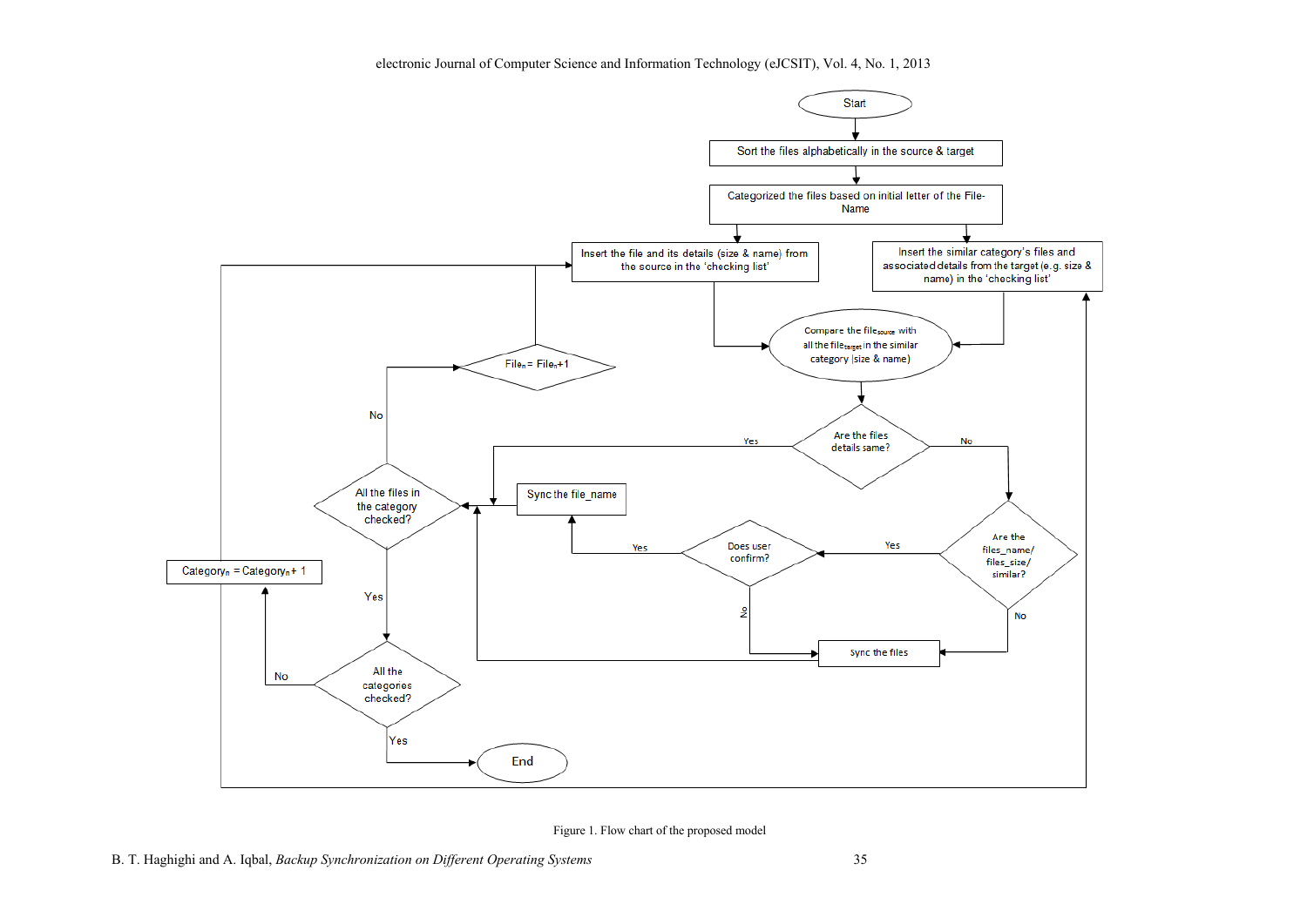Figure 1. Flow chart of the proposed model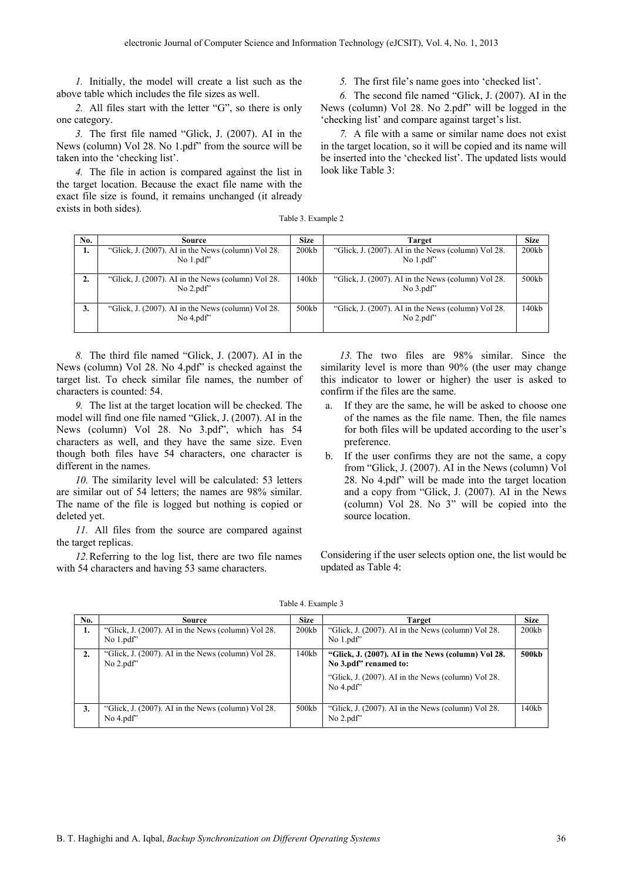*1.* Initially, the model will create a list such as the above table which includes the file sizes as well.

*2.* All files start with the letter "G", so there is only one category.

*3.* The first file named "Glick, J. (2007). AI in the News (column) Vol 28. No 1.pdf" from the source will be taken into the 'checking list'.

*4.* The file in action is compared against the list in the target location. Because the exact file name with the exact file size is found, it remains unchanged (it already exists in both sides).

*5.* The first file's name goes into 'checked list'.

*6.* The second file named "Glick, J. (2007). AI in the News (column) Vol 28. No 2.pdf" will be logged in the 'checking list' and compare against target's list.

*7.* A file with a same or similar name does not exist in the target location, so it will be copied and its name will be inserted into the 'checked list'. The updated lists would look like Table 3:

Table 3. Example 2

| No. | Source | Size | Target | Size |
|---|---|---|---|---|
| **1.** | "Glick, J. (2007). AI in the News (column) Vol 28. No 1.pdf" | 200kb | "Glick, J. (2007). AI in the News (column) Vol 28. No 1.pdf" | 200kb |
| **2.** | "Glick, J. (2007). AI in the News (column) Vol 28. No 2.pdf" | 140kb | "Glick, J. (2007). AI in the News (column) Vol 28. No 3.pdf" | 500kb |
| **3.** | "Glick, J. (2007). AI in the News (column) Vol 28. No 4.pdf" | 500kb | "Glick, J. (2007). AI in the News (column) Vol 28. No 2.pdf" | 140kb |

*8.* The third file named "Glick, J. (2007). AI in the News (column) Vol 28. No 4.pdf" is checked against the target list. To check similar file names, the number of characters is counted: 54.

*9.* The list at the target location will be checked. The model will find one file named "Glick, J. (2007). AI in the News (column) Vol 28. No 3.pdf", which has 54 characters as well, and they have the same size. Even though both files have 54 characters, one character is different in the names.

*10.* The similarity level will be calculated: 53 letters are similar out of 54 letters; the names are 98% similar. The name of the file is logged but nothing is copied or deleted yet.

*11.* All files from the source are compared against the target replicas.

*12.* Referring to the log list, there are two file names with 54 characters and having 53 same characters.

*13.* The two files are 98% similar. Since the similarity level is more than 90% (the user may change this indicator to lower or higher) the user is asked to confirm if the files are the same.

a. If they are the same, he will be asked to choose one of the names as the file name. Then, the file names for both files will be updated according to the user's preference.

b. If the user confirms they are not the same, a copy from "Glick, J. (2007). AI in the News (column) Vol 28. No 4.pdf" will be made into the target location and a copy from "Glick, J. (2007). AI in the News (column) Vol 28. No 3" will be copied into the source location.

Considering if the user selects option one, the list would be updated as Table 4:

Table 4. Example 3

| No. | Source | Size | Target | Size |
|---|---|---|---|---|
| **1.** | "Glick, J. (2007). AI in the News (column) Vol 28. No 1.pdf" | 200kb | "Glick, J. (2007). AI in the News (column) Vol 28. No 1.pdf" | 200kb |
| **2.** | "Glick, J. (2007). AI in the News (column) Vol 28. No 2.pdf" | 140kb | **"Glick, J. (2007). AI in the News (column) Vol 28. No 3.pdf" renamed to:** "Glick, J. (2007). AI in the News (column) Vol 28. No 4.pdf" | **500kb** |
| **3.** | "Glick, J. (2007). AI in the News (column) Vol 28. No 4.pdf" | 500kb | "Glick, J. (2007). AI in the News (column) Vol 28. No 2.pdf" | 140kb |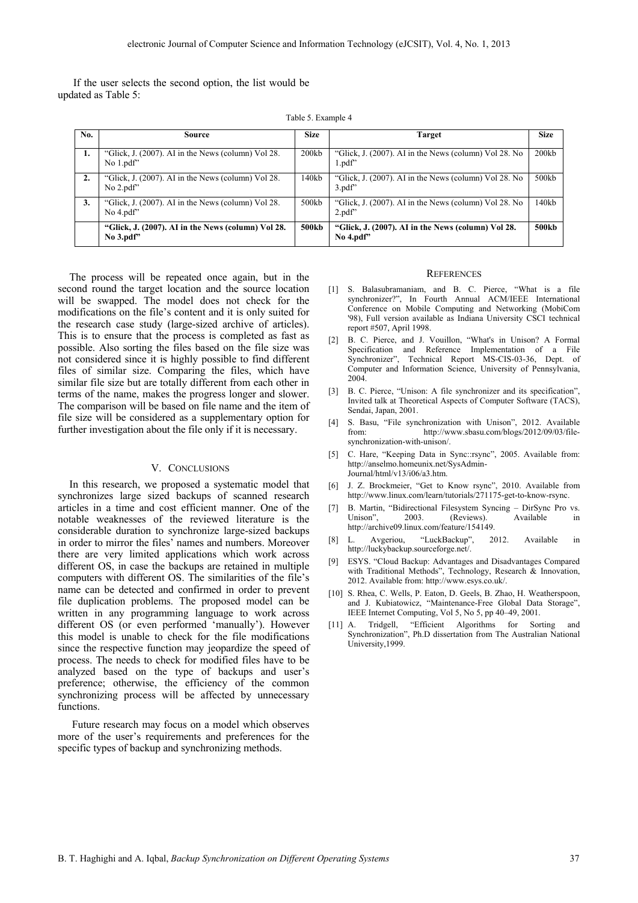If the user selects the second option, the list would be updated as Table 5:

Table 5. Example 4

| No. | Source | Size | Target | Size |
|---|---|---|---|---|
| 1. | "Glick, J. (2007). AI in the News (column) Vol 28. No 1.pdf" | 200kb | "Glick, J. (2007). AI in the News (column) Vol 28. No 1.pdf" | 200kb |
| 2. | "Glick, J. (2007). AI in the News (column) Vol 28. No 2.pdf" | 140kb | "Glick, J. (2007). AI in the News (column) Vol 28. No 3.pdf" | 500kb |
| 3. | "Glick, J. (2007). AI in the News (column) Vol 28. No 4.pdf" | 500kb | "Glick, J. (2007). AI in the News (column) Vol 28. No 2.pdf" | 140kb |
| | **"Glick, J. (2007). AI in the News (column) Vol 28. No 3.pdf"** | **500kb** | **"Glick, J. (2007). AI in the News (column) Vol 28. No 4.pdf"** | **500kb** |

The process will be repeated once again, but in the second round the target location and the source location will be swapped. The model does not check for the modifications on the file's content and it is only suited for the research case study (large-sized archive of articles). This is to ensure that the process is completed as fast as possible. Also sorting the files based on the file size was not considered since it is highly possible to find different files of similar size. Comparing the files, which have similar file size but are totally different from each other in terms of the name, makes the progress longer and slower. The comparison will be based on file name and the item of file size will be considered as a supplementary option for further investigation about the file only if it is necessary.

## V. Conclusions

In this research, we proposed a systematic model that synchronizes large sized backups of scanned research articles in a time and cost efficient manner. One of the notable weaknesses of the reviewed literature is the considerable duration to synchronize large-sized backups in order to mirror the files' names and numbers. Moreover there are very limited applications which work across different OS, in case the backups are retained in multiple computers with different OS. The similarities of the file's name can be detected and confirmed in order to prevent file duplication problems. The proposed model can be written in any programming language to work across different OS (or even performed 'manually'). However this model is unable to check for the file modifications since the respective function may jeopardize the speed of process. The needs to check for modified files have to be analyzed based on the type of backups and user's preference; otherwise, the efficiency of the common synchronizing process will be affected by unnecessary functions.

Future research may focus on a model which observes more of the user's requirements and preferences for the specific types of backup and synchronizing methods.

## References

[1] S. Balasubramaniam, and B. C. Pierce, "What is a file synchronizer?", In Fourth Annual ACM/IEEE International Conference on Mobile Computing and Networking (MobiCom '98), Full version available as Indiana University CSCI technical report #507, April 1998.

[2] B. C. Pierce, and J. Vouillon, "What's in Unison? A Formal Specification and Reference Implementation of a File Synchronizer", Technical Report MS-CIS-03-36, Dept. of Computer and Information Science, University of Pennsylvania, 2004.

[3] B. C. Pierce, "Unison: A file synchronizer and its specification", Invited talk at Theoretical Aspects of Computer Software (TACS), Sendai, Japan, 2001.

[4] S. Basu, "File synchronization with Unison", 2012. Available from: http://www.sbasu.com/blogs/2012/09/03/file-synchronization-with-unison/.

[5] C. Hare, "Keeping Data in Sync::rsync", 2005. Available from: http://anselmo.homeunix.net/SysAdmin-Journal/html/v13/i06/a3.htm.

[6] J. Z. Brockmeier, "Get to Know rsync", 2010. Available from http://www.linux.com/learn/tutorials/271175-get-to-know-rsync.

[7] B. Martin, "Bidirectional Filesystem Syncing – DirSync Pro vs. Unison", 2003. (Reviews). Available in http://archive09.linux.com/feature/154149.

[8] L. Avgeriou, "LuckBackup", 2012. Available in http://luckybackup.sourceforge.net/.

[9] ESYS. "Cloud Backup: Advantages and Disadvantages Compared with Traditional Methods", Technology, Research & Innovation, 2012. Available from: http://www.esys.co.uk/.

[10] S. Rhea, C. Wells, P. Eaton, D. Geels, B. Zhao, H. Weatherspoon, and J. Kubiatowicz, "Maintenance-Free Global Data Storage", IEEE Internet Computing, Vol 5, No 5, pp 40–49, 2001.

[11] A. Tridgell, "Efficient Algorithms for Sorting and Synchronization", Ph.D dissertation from The Australian National University,1999.